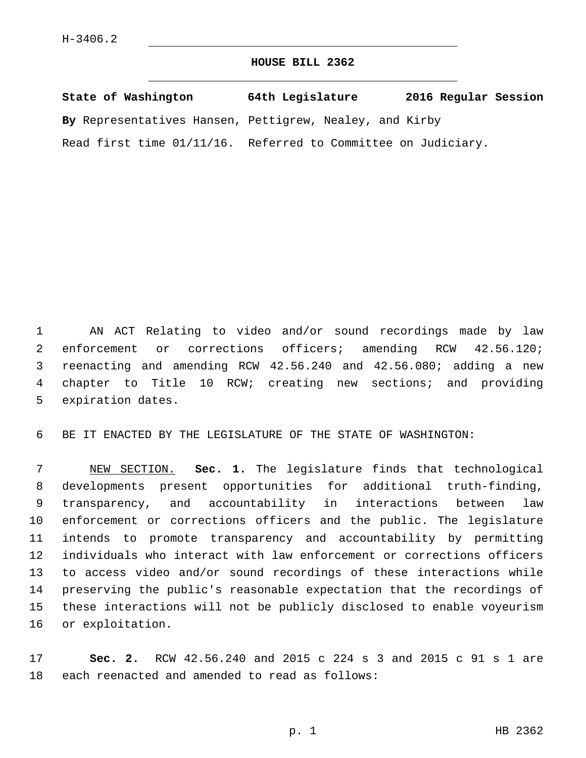H-3406.2

# HOUSE BILL 2362

**State of Washington 64th Legislature 2016 Regular Session**

**By** Representatives Hansen, Pettigrew, Nealey, and Kirby

Read first time 01/11/16. Referred to Committee on Judiciary.

AN ACT Relating to video and/or sound recordings made by law enforcement or corrections officers; amending RCW 42.56.120; reenacting and amending RCW 42.56.240 and 42.56.080; adding a new chapter to Title 10 RCW; creating new sections; and providing expiration dates.

BE IT ENACTED BY THE LEGISLATURE OF THE STATE OF WASHINGTON:

NEW SECTION. **Sec. 1.** The legislature finds that technological developments present opportunities for additional truth-finding, transparency, and accountability in interactions between law enforcement or corrections officers and the public. The legislature intends to promote transparency and accountability by permitting individuals who interact with law enforcement or corrections officers to access video and/or sound recordings of these interactions while preserving the public's reasonable expectation that the recordings of these interactions will not be publicly disclosed to enable voyeurism or exploitation.

**Sec. 2.** RCW 42.56.240 and 2015 c 224 s 3 and 2015 c 91 s 1 are each reenacted and amended to read as follows: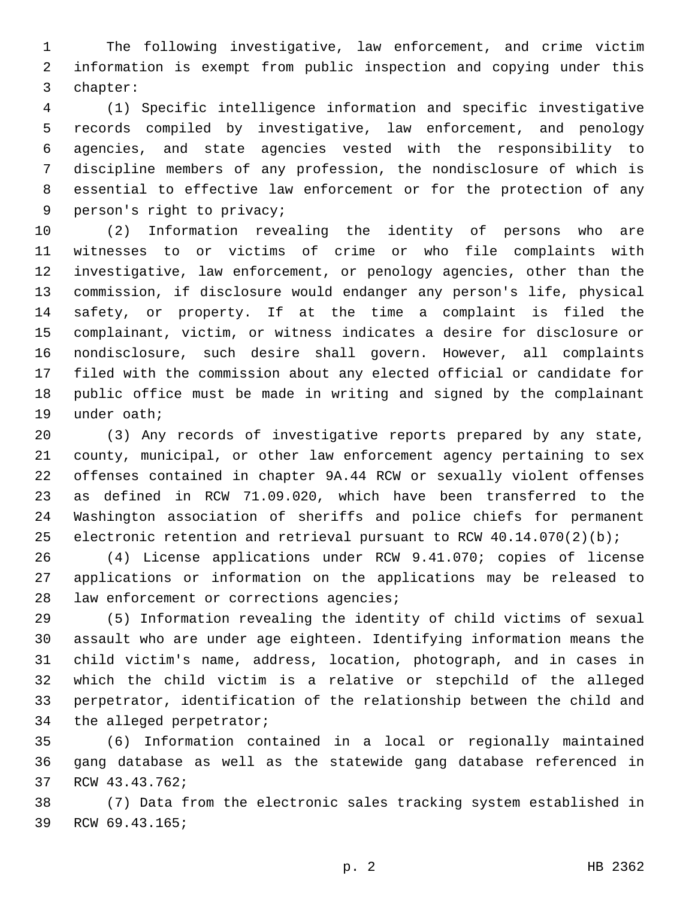The following investigative, law enforcement, and crime victim information is exempt from public inspection and copying under this chapter:

(1) Specific intelligence information and specific investigative records compiled by investigative, law enforcement, and penology agencies, and state agencies vested with the responsibility to discipline members of any profession, the nondisclosure of which is essential to effective law enforcement or for the protection of any person's right to privacy;

(2) Information revealing the identity of persons who are witnesses to or victims of crime or who file complaints with investigative, law enforcement, or penology agencies, other than the commission, if disclosure would endanger any person's life, physical safety, or property. If at the time a complaint is filed the complainant, victim, or witness indicates a desire for disclosure or nondisclosure, such desire shall govern. However, all complaints filed with the commission about any elected official or candidate for public office must be made in writing and signed by the complainant under oath;

(3) Any records of investigative reports prepared by any state, county, municipal, or other law enforcement agency pertaining to sex offenses contained in chapter 9A.44 RCW or sexually violent offenses as defined in RCW 71.09.020, which have been transferred to the Washington association of sheriffs and police chiefs for permanent electronic retention and retrieval pursuant to RCW 40.14.070(2)(b);

(4) License applications under RCW 9.41.070; copies of license applications or information on the applications may be released to law enforcement or corrections agencies;

(5) Information revealing the identity of child victims of sexual assault who are under age eighteen. Identifying information means the child victim's name, address, location, photograph, and in cases in which the child victim is a relative or stepchild of the alleged perpetrator, identification of the relationship between the child and the alleged perpetrator;

(6) Information contained in a local or regionally maintained gang database as well as the statewide gang database referenced in RCW 43.43.762;

(7) Data from the electronic sales tracking system established in RCW 69.43.165;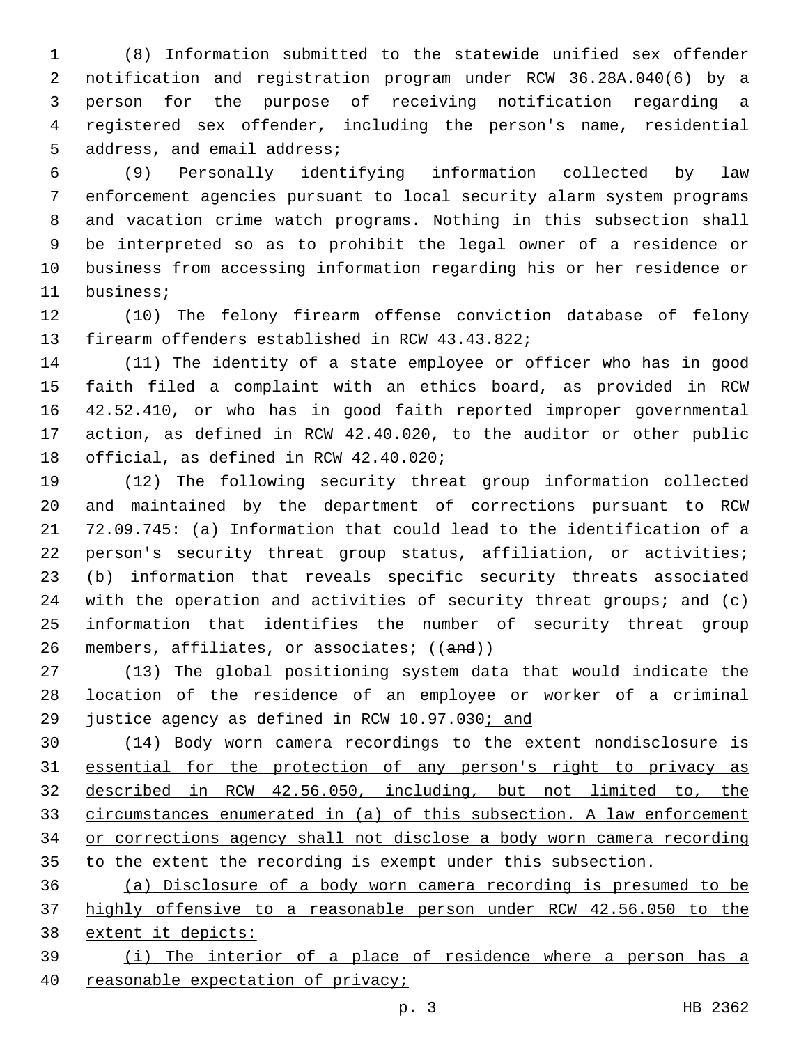(8) Information submitted to the statewide unified sex offender notification and registration program under RCW 36.28A.040(6) by a person for the purpose of receiving notification regarding a registered sex offender, including the person's name, residential address, and email address;

(9) Personally identifying information collected by law enforcement agencies pursuant to local security alarm system programs and vacation crime watch programs. Nothing in this subsection shall be interpreted so as to prohibit the legal owner of a residence or business from accessing information regarding his or her residence or business;

(10) The felony firearm offense conviction database of felony firearm offenders established in RCW 43.43.822;

(11) The identity of a state employee or officer who has in good faith filed a complaint with an ethics board, as provided in RCW 42.52.410, or who has in good faith reported improper governmental action, as defined in RCW 42.40.020, to the auditor or other public official, as defined in RCW 42.40.020;

(12) The following security threat group information collected and maintained by the department of corrections pursuant to RCW 72.09.745: (a) Information that could lead to the identification of a person's security threat group status, affiliation, or activities; (b) information that reveals specific security threats associated with the operation and activities of security threat groups; and (c) information that identifies the number of security threat group members, affiliates, or associates; ((~~and~~))

(13) The global positioning system data that would indicate the location of the residence of an employee or worker of a criminal justice agency as defined in RCW 10.97.030<u>; and</u>

<u>(14) Body worn camera recordings to the extent nondisclosure is essential for the protection of any person's right to privacy as described in RCW 42.56.050, including, but not limited to, the circumstances enumerated in (a) of this subsection. A law enforcement or corrections agency shall not disclose a body worn camera recording to the extent the recording is exempt under this subsection.</u>

<u>(a) Disclosure of a body worn camera recording is presumed to be highly offensive to a reasonable person under RCW 42.56.050 to the extent it depicts:</u>

<u>(i) The interior of a place of residence where a person has a reasonable expectation of privacy;</u>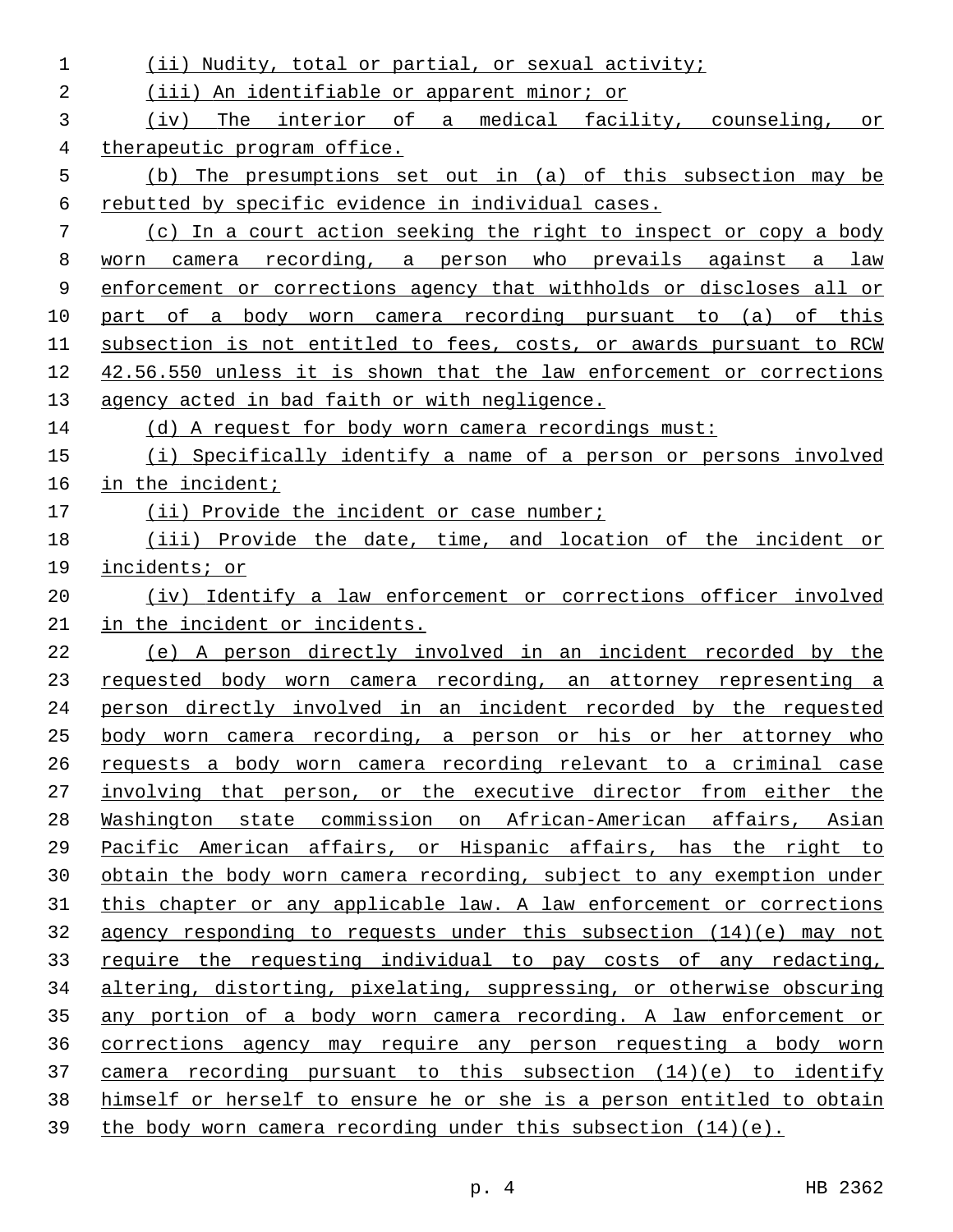(ii) Nudity, total or partial, or sexual activity;

(iii) An identifiable or apparent minor; or

(iv) The interior of a medical facility, counseling, or therapeutic program office.

(b) The presumptions set out in (a) of this subsection may be rebutted by specific evidence in individual cases.

(c) In a court action seeking the right to inspect or copy a body worn camera recording, a person who prevails against a law enforcement or corrections agency that withholds or discloses all or part of a body worn camera recording pursuant to (a) of this subsection is not entitled to fees, costs, or awards pursuant to RCW 42.56.550 unless it is shown that the law enforcement or corrections agency acted in bad faith or with negligence.

(d) A request for body worn camera recordings must:

(i) Specifically identify a name of a person or persons involved in the incident;

(ii) Provide the incident or case number;

(iii) Provide the date, time, and location of the incident or incidents; or

(iv) Identify a law enforcement or corrections officer involved in the incident or incidents.

(e) A person directly involved in an incident recorded by the requested body worn camera recording, an attorney representing a person directly involved in an incident recorded by the requested body worn camera recording, a person or his or her attorney who requests a body worn camera recording relevant to a criminal case involving that person, or the executive director from either the Washington state commission on African-American affairs, Asian Pacific American affairs, or Hispanic affairs, has the right to obtain the body worn camera recording, subject to any exemption under this chapter or any applicable law. A law enforcement or corrections agency responding to requests under this subsection (14)(e) may not require the requesting individual to pay costs of any redacting, altering, distorting, pixelating, suppressing, or otherwise obscuring any portion of a body worn camera recording. A law enforcement or corrections agency may require any person requesting a body worn camera recording pursuant to this subsection (14)(e) to identify himself or herself to ensure he or she is a person entitled to obtain the body worn camera recording under this subsection (14)(e).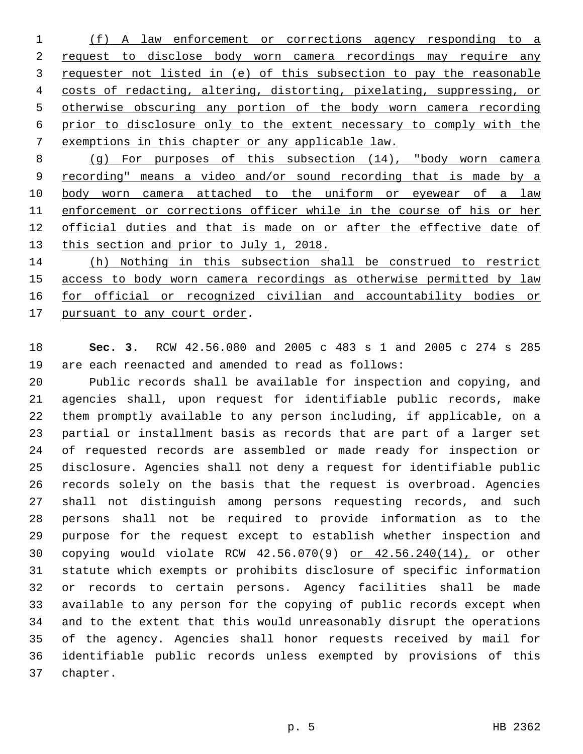(f) A law enforcement or corrections agency responding to a request to disclose body worn camera recordings may require any requester not listed in (e) of this subsection to pay the reasonable costs of redacting, altering, distorting, pixelating, suppressing, or otherwise obscuring any portion of the body worn camera recording prior to disclosure only to the extent necessary to comply with the exemptions in this chapter or any applicable law.

(g) For purposes of this subsection (14), "body worn camera recording" means a video and/or sound recording that is made by a body worn camera attached to the uniform or eyewear of a law enforcement or corrections officer while in the course of his or her official duties and that is made on or after the effective date of this section and prior to July 1, 2018.

(h) Nothing in this subsection shall be construed to restrict access to body worn camera recordings as otherwise permitted by law for official or recognized civilian and accountability bodies or pursuant to any court order.

**Sec. 3.** RCW 42.56.080 and 2005 c 483 s 1 and 2005 c 274 s 285 are each reenacted and amended to read as follows:

Public records shall be available for inspection and copying, and agencies shall, upon request for identifiable public records, make them promptly available to any person including, if applicable, on a partial or installment basis as records that are part of a larger set of requested records are assembled or made ready for inspection or disclosure. Agencies shall not deny a request for identifiable public records solely on the basis that the request is overbroad. Agencies shall not distinguish among persons requesting records, and such persons shall not be required to provide information as to the purpose for the request except to establish whether inspection and copying would violate RCW 42.56.070(9) or 42.56.240(14), or other statute which exempts or prohibits disclosure of specific information or records to certain persons. Agency facilities shall be made available to any person for the copying of public records except when and to the extent that this would unreasonably disrupt the operations of the agency. Agencies shall honor requests received by mail for identifiable public records unless exempted by provisions of this chapter.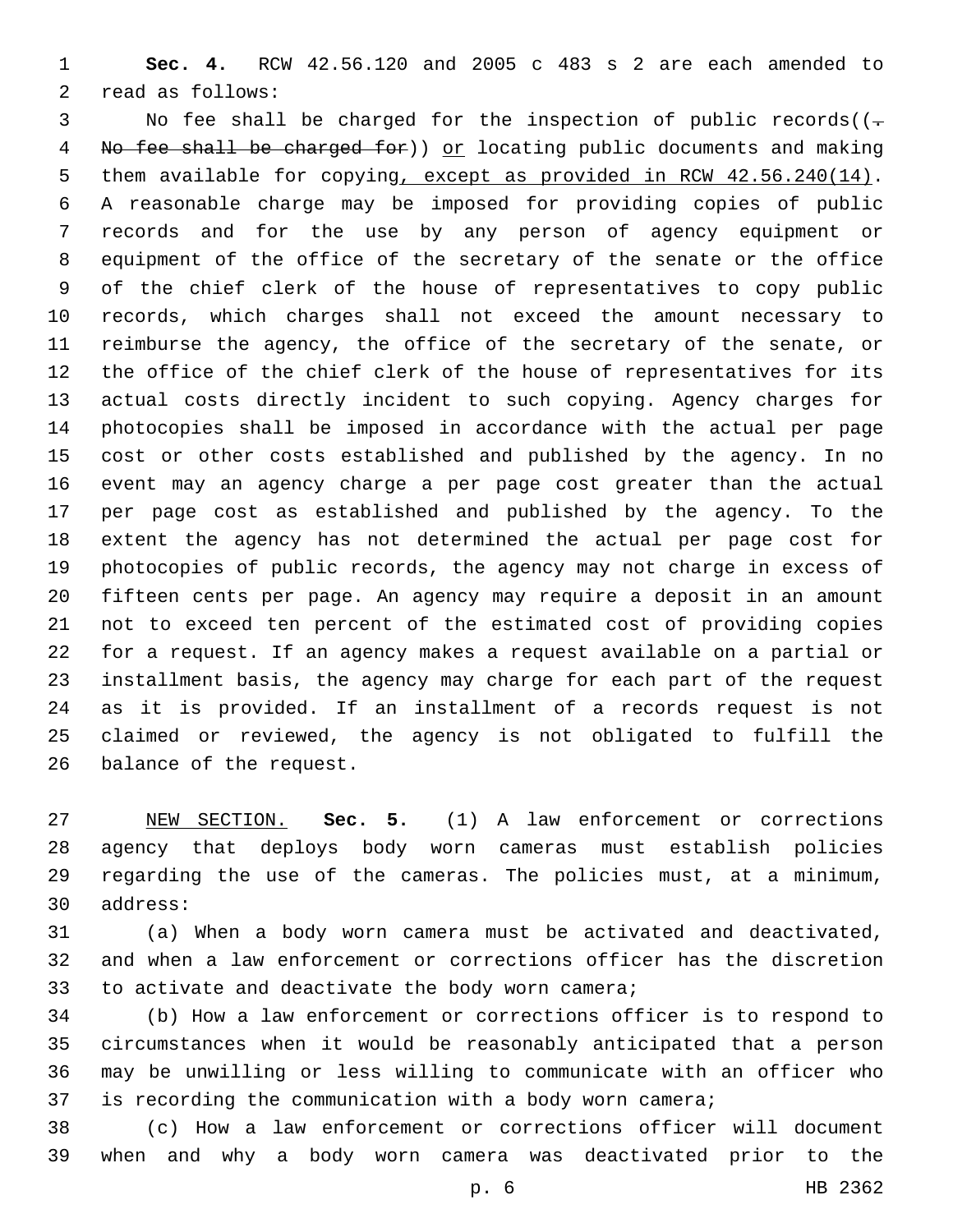**Sec. 4.** RCW 42.56.120 and 2005 c 483 s 2 are each amended to read as follows:

No fee shall be charged for the inspection of public records((. ~~No fee shall be charged for~~)) <u>or</u> locating public documents and making them available for copying<u>, except as provided in RCW 42.56.240(14)</u>. A reasonable charge may be imposed for providing copies of public records and for the use by any person of agency equipment or equipment of the office of the secretary of the senate or the office of the chief clerk of the house of representatives to copy public records, which charges shall not exceed the amount necessary to reimburse the agency, the office of the secretary of the senate, or the office of the chief clerk of the house of representatives for its actual costs directly incident to such copying. Agency charges for photocopies shall be imposed in accordance with the actual per page cost or other costs established and published by the agency. In no event may an agency charge a per page cost greater than the actual per page cost as established and published by the agency. To the extent the agency has not determined the actual per page cost for photocopies of public records, the agency may not charge in excess of fifteen cents per page. An agency may require a deposit in an amount not to exceed ten percent of the estimated cost of providing copies for a request. If an agency makes a request available on a partial or installment basis, the agency may charge for each part of the request as it is provided. If an installment of a records request is not claimed or reviewed, the agency is not obligated to fulfill the balance of the request.

<u>NEW SECTION.</u> **Sec. 5.** (1) A law enforcement or corrections agency that deploys body worn cameras must establish policies regarding the use of the cameras. The policies must, at a minimum, address:

(a) When a body worn camera must be activated and deactivated, and when a law enforcement or corrections officer has the discretion to activate and deactivate the body worn camera;

(b) How a law enforcement or corrections officer is to respond to circumstances when it would be reasonably anticipated that a person may be unwilling or less willing to communicate with an officer who is recording the communication with a body worn camera;

(c) How a law enforcement or corrections officer will document when and why a body worn camera was deactivated prior to the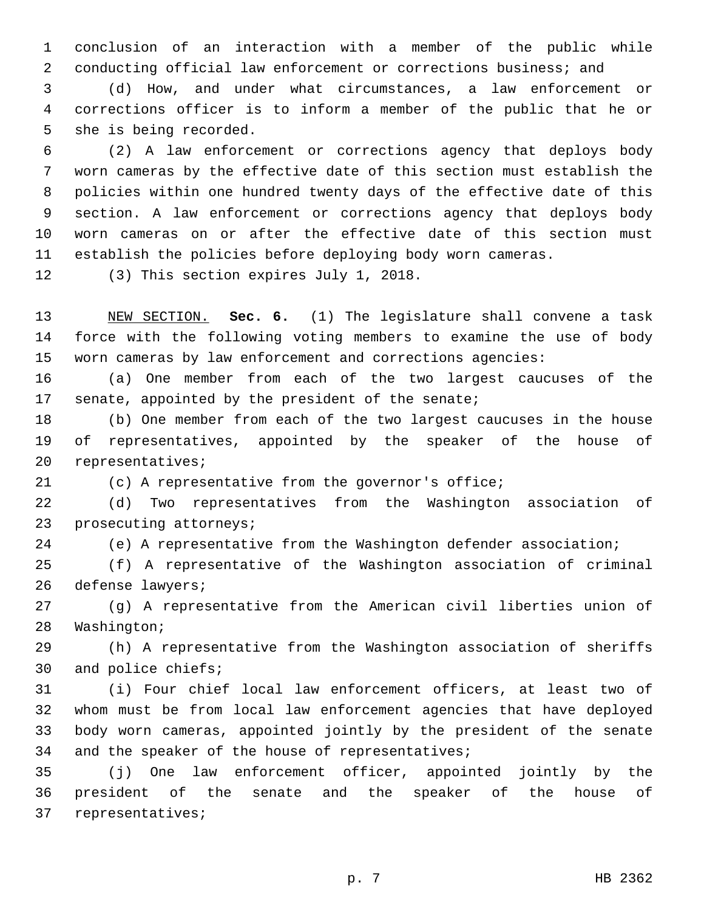conclusion of an interaction with a member of the public while conducting official law enforcement or corrections business; and

(d) How, and under what circumstances, a law enforcement or corrections officer is to inform a member of the public that he or she is being recorded.

(2) A law enforcement or corrections agency that deploys body worn cameras by the effective date of this section must establish the policies within one hundred twenty days of the effective date of this section. A law enforcement or corrections agency that deploys body worn cameras on or after the effective date of this section must establish the policies before deploying body worn cameras.

(3) This section expires July 1, 2018.

NEW SECTION. **Sec. 6.** (1) The legislature shall convene a task force with the following voting members to examine the use of body worn cameras by law enforcement and corrections agencies:

(a) One member from each of the two largest caucuses of the senate, appointed by the president of the senate;

(b) One member from each of the two largest caucuses in the house of representatives, appointed by the speaker of the house of representatives;

(c) A representative from the governor's office;

(d) Two representatives from the Washington association of prosecuting attorneys;

(e) A representative from the Washington defender association;

(f) A representative of the Washington association of criminal defense lawyers;

(g) A representative from the American civil liberties union of Washington;

(h) A representative from the Washington association of sheriffs and police chiefs;

(i) Four chief local law enforcement officers, at least two of whom must be from local law enforcement agencies that have deployed body worn cameras, appointed jointly by the president of the senate and the speaker of the house of representatives;

(j) One law enforcement officer, appointed jointly by the president of the senate and the speaker of the house of representatives;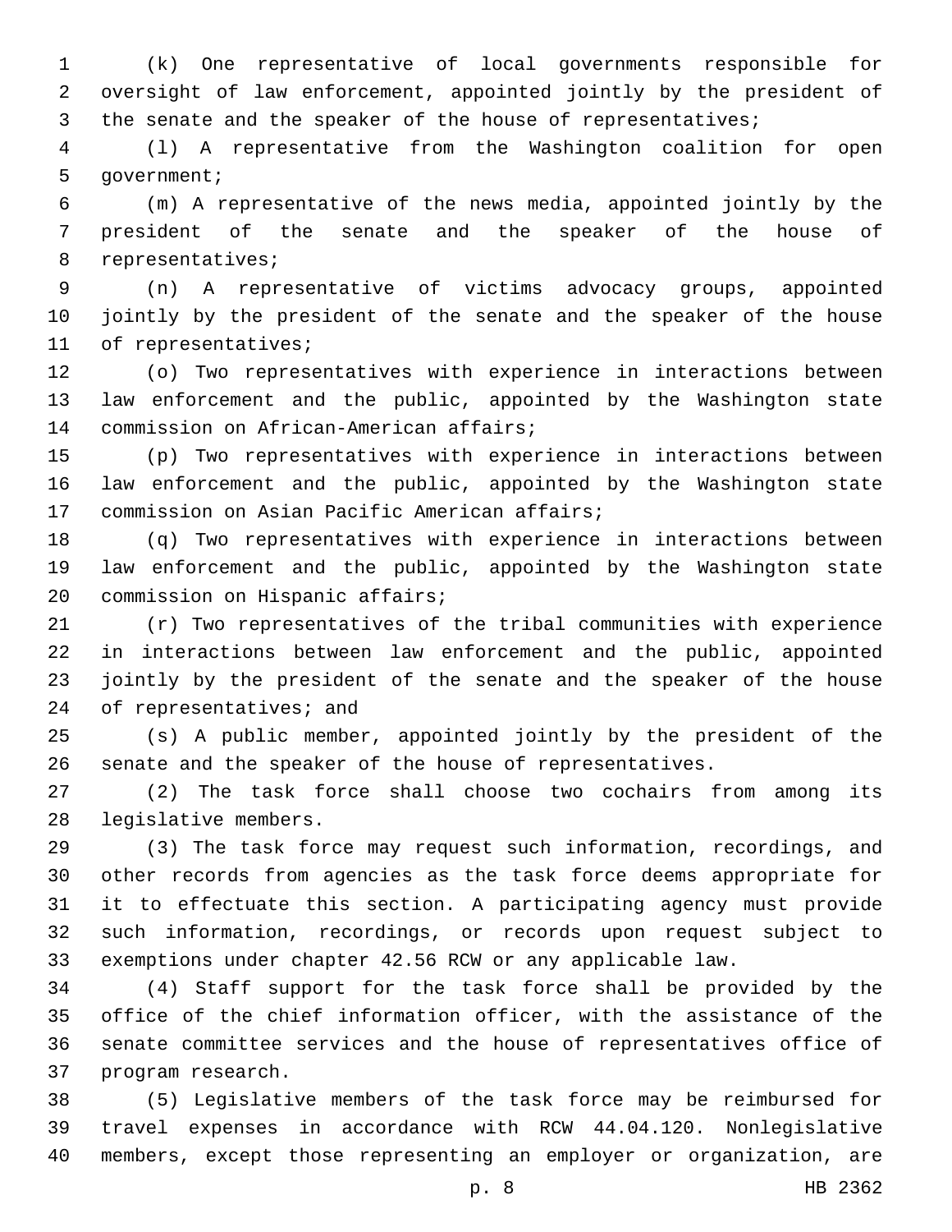(k) One representative of local governments responsible for oversight of law enforcement, appointed jointly by the president of the senate and the speaker of the house of representatives;

(l) A representative from the Washington coalition for open government;

(m) A representative of the news media, appointed jointly by the president of the senate and the speaker of the house of representatives;

(n) A representative of victims advocacy groups, appointed jointly by the president of the senate and the speaker of the house of representatives;

(o) Two representatives with experience in interactions between law enforcement and the public, appointed by the Washington state commission on African-American affairs;

(p) Two representatives with experience in interactions between law enforcement and the public, appointed by the Washington state commission on Asian Pacific American affairs;

(q) Two representatives with experience in interactions between law enforcement and the public, appointed by the Washington state commission on Hispanic affairs;

(r) Two representatives of the tribal communities with experience in interactions between law enforcement and the public, appointed jointly by the president of the senate and the speaker of the house of representatives; and

(s) A public member, appointed jointly by the president of the senate and the speaker of the house of representatives.

(2) The task force shall choose two cochairs from among its legislative members.

(3) The task force may request such information, recordings, and other records from agencies as the task force deems appropriate for it to effectuate this section. A participating agency must provide such information, recordings, or records upon request subject to exemptions under chapter 42.56 RCW or any applicable law.

(4) Staff support for the task force shall be provided by the office of the chief information officer, with the assistance of the senate committee services and the house of representatives office of program research.

(5) Legislative members of the task force may be reimbursed for travel expenses in accordance with RCW 44.04.120. Nonlegislative members, except those representing an employer or organization, are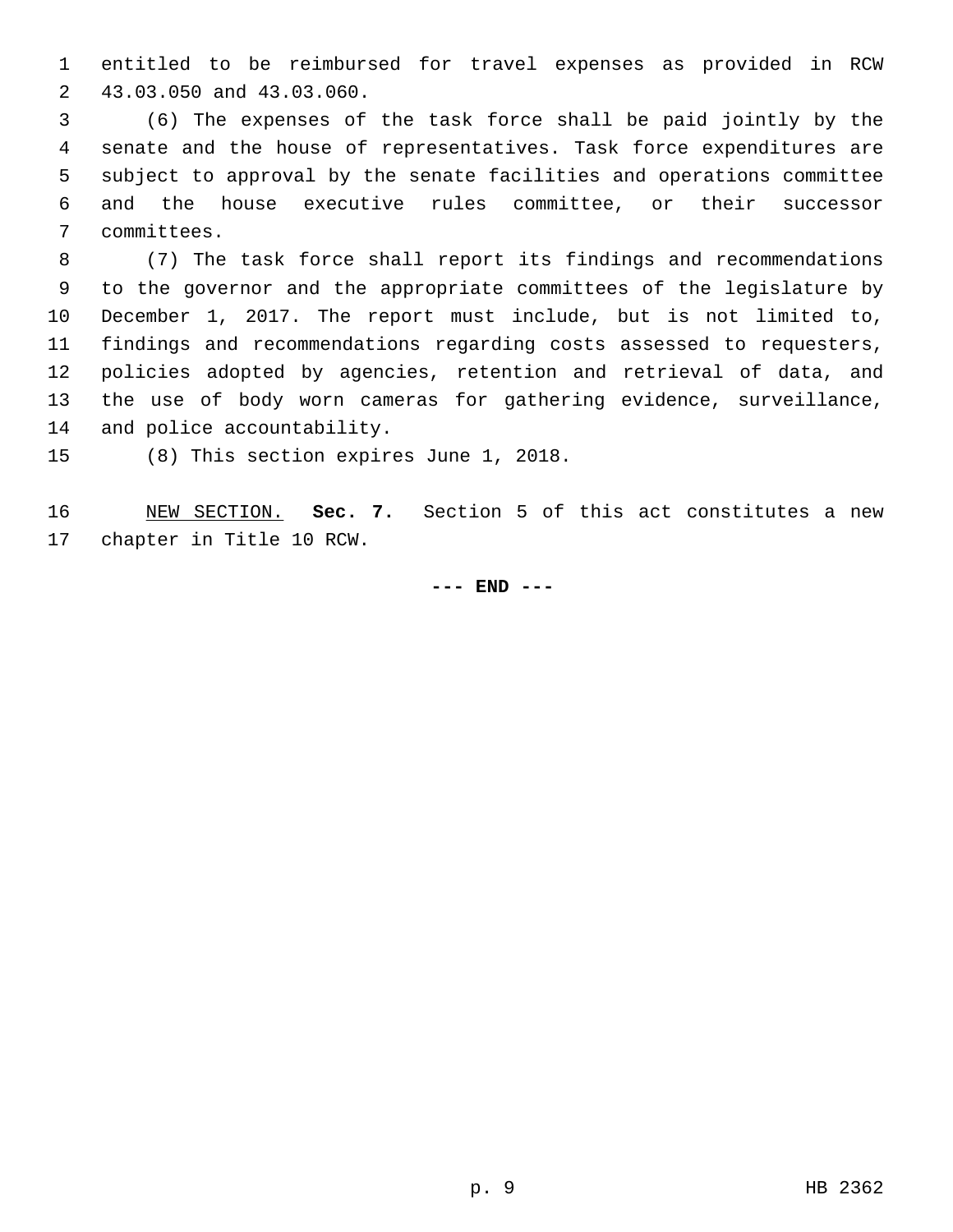entitled to be reimbursed for travel expenses as provided in RCW 43.03.050 and 43.03.060.

(6) The expenses of the task force shall be paid jointly by the senate and the house of representatives. Task force expenditures are subject to approval by the senate facilities and operations committee and the house executive rules committee, or their successor committees.

(7) The task force shall report its findings and recommendations to the governor and the appropriate committees of the legislature by December 1, 2017. The report must include, but is not limited to, findings and recommendations regarding costs assessed to requesters, policies adopted by agencies, retention and retrieval of data, and the use of body worn cameras for gathering evidence, surveillance, and police accountability.

(8) This section expires June 1, 2018.

NEW SECTION. **Sec. 7.** Section 5 of this act constitutes a new chapter in Title 10 RCW.

**--- END ---**